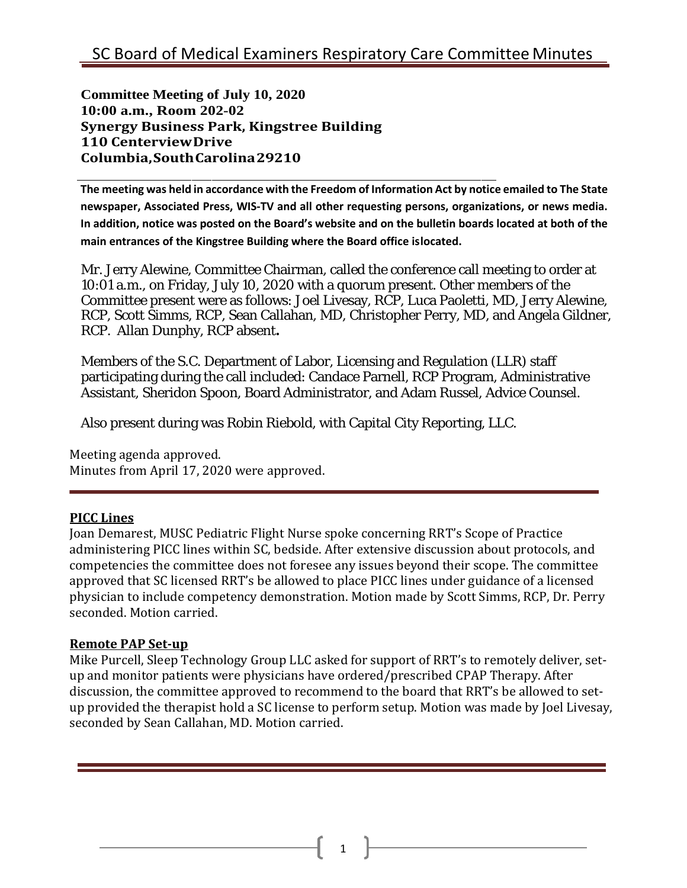# SC Board of Medical Examiners Respiratory Care Committee Minutes

**Committee Meeting of July 10, 2020**
**10:00 a.m., Room 202-02**
**Synergy Business Park, Kingstree Building**
**110 Centerview Drive**
**Columbia, South Carolina 29210**

**The meeting was held in accordance with the Freedom of Information Act by notice emailed to The State newspaper, Associated Press, WIS-TV and all other requesting persons, organizations, or news media. In addition, notice was posted on the Board's website and on the bulletin boards located at both of the main entrances of the Kingstree Building where the Board office is located.**

Mr. Jerry Alewine, Committee Chairman, called the conference call meeting to order at 10:01 a.m., on Friday, July 10, 2020 with a quorum present. Other members of the Committee present were as follows: Joel Livesay, RCP, Luca Paoletti, MD, Jerry Alewine, RCP, Scott Simms, RCP, Sean Callahan, MD, Christopher Perry, MD, and Angela Gildner, RCP. Allan Dunphy, RCP absent**.**

Members of the S.C. Department of Labor, Licensing and Regulation (LLR) staff participating during the call included: Candace Parnell, RCP Program, Administrative Assistant, Sheridon Spoon, Board Administrator, and Adam Russel, Advice Counsel.

Also present during was Robin Riebold, with Capital City Reporting, LLC.

Meeting agenda approved.
Minutes from April 17, 2020 were approved.

## PICC Lines

Joan Demarest, MUSC Pediatric Flight Nurse spoke concerning RRT's Scope of Practice administering PICC lines within SC, bedside. After extensive discussion about protocols, and competencies the committee does not foresee any issues beyond their scope. The committee approved that SC licensed RRT's be allowed to place PICC lines under guidance of a licensed physician to include competency demonstration. Motion made by Scott Simms, RCP, Dr. Perry seconded. Motion carried.

## Remote PAP Set-up

Mike Purcell, Sleep Technology Group LLC asked for support of RRT's to remotely deliver, set-up and monitor patients were physicians have ordered/prescribed CPAP Therapy. After discussion, the committee approved to recommend to the board that RRT's be allowed to set-up provided the therapist hold a SC license to perform setup. Motion was made by Joel Livesay, seconded by Sean Callahan, MD. Motion carried.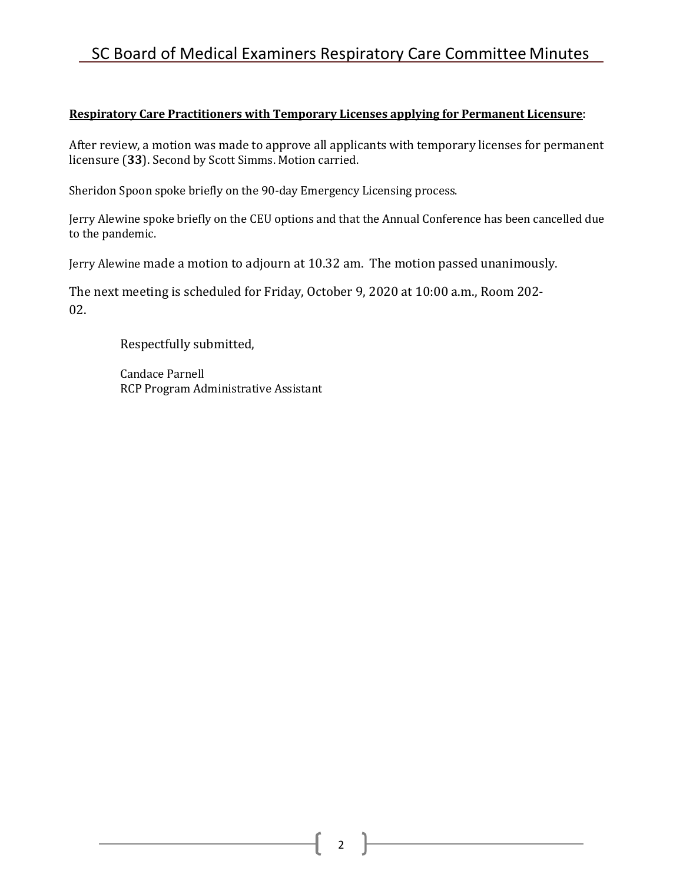**<u>Respiratory Care Practitioners with Temporary Licenses applying for Permanent Licensure</u>**:

After review, a motion was made to approve all applicants with temporary licenses for permanent licensure (**33**). Second by Scott Simms. Motion carried.

Sheridon Spoon spoke briefly on the 90-day Emergency Licensing process.

Jerry Alewine spoke briefly on the CEU options and that the Annual Conference has been cancelled due to the pandemic.

Jerry Alewine made a motion to adjourn at 10.32 am. The motion passed unanimously.

The next meeting is scheduled for Friday, October 9, 2020 at 10:00 a.m., Room 202-02.

Respectfully submitted,

Candace Parnell
RCP Program Administrative Assistant